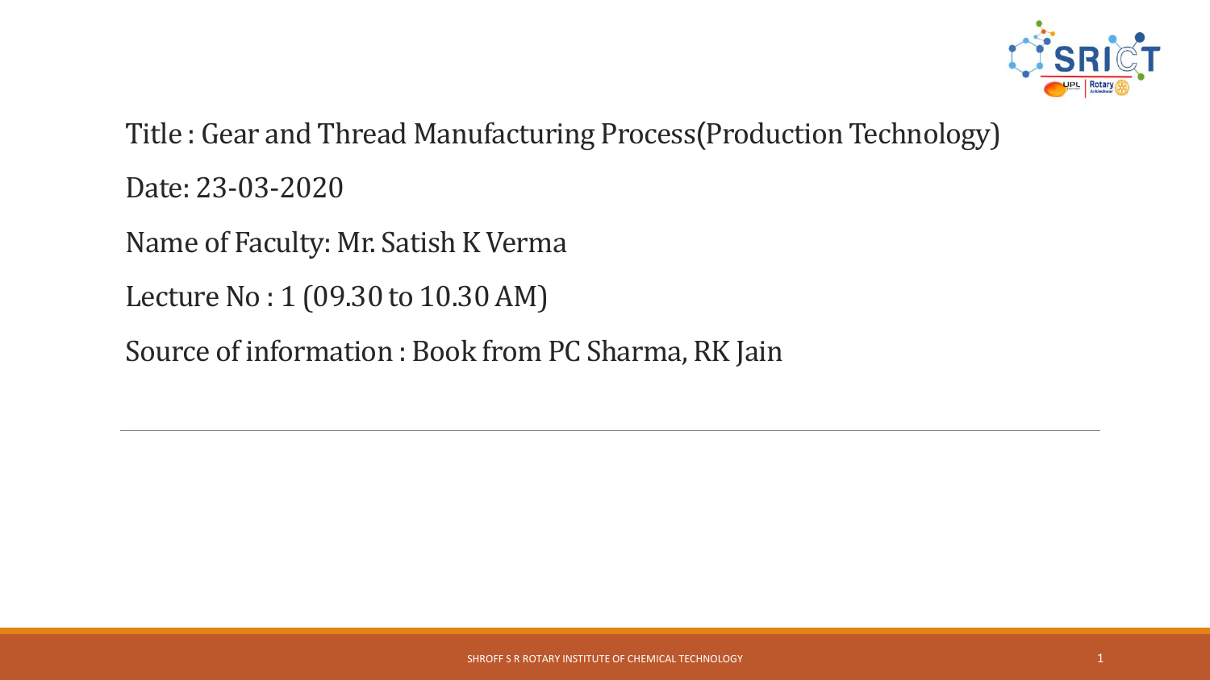Title : Gear and Thread Manufacturing Process(Production Technology)

Date: 23-03-2020

Name of Faculty: Mr. Satish K Verma

Lecture No : 1 (09.30 to 10.30 AM)

Source of information : Book from PC Sharma, RK Jain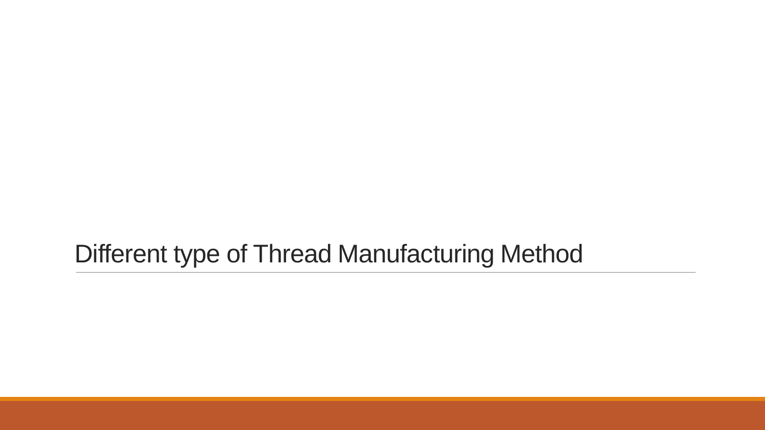# Different type of Thread Manufacturing Method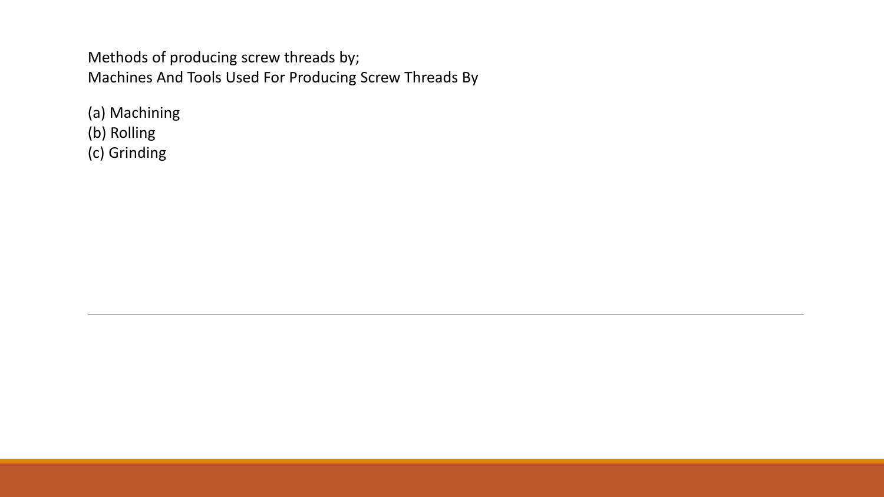Methods of producing screw threads by;
Machines And Tools Used For Producing Screw Threads By

(a) Machining
(b) Rolling
(c) Grinding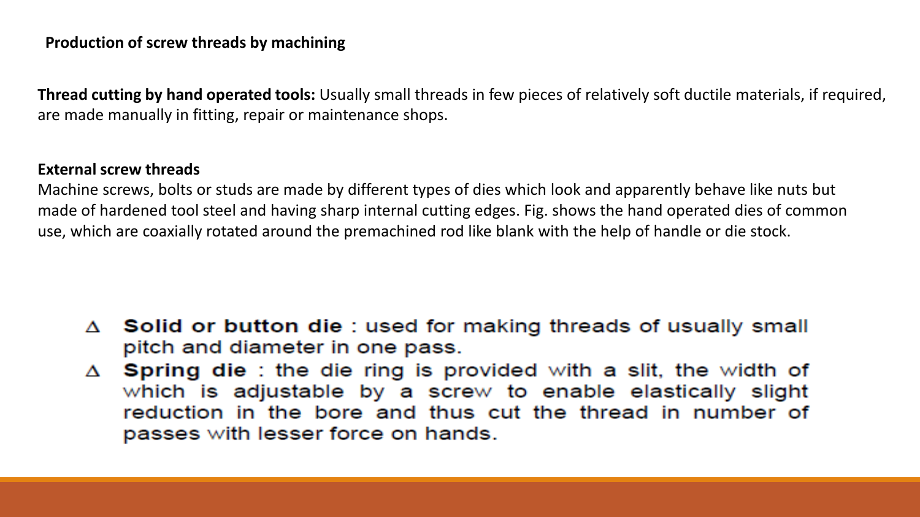## Production of screw threads by machining

**Thread cutting by hand operated tools:** Usually small threads in few pieces of relatively soft ductile materials, if required, are made manually in fitting, repair or maintenance shops.

**External screw threads**

Machine screws, bolts or studs are made by different types of dies which look and apparently behave like nuts but made of hardened tool steel and having sharp internal cutting edges. Fig. shows the hand operated dies of common use, which are coaxially rotated around the premachined rod like blank with the help of handle or die stock.

- ∆ **Solid or button die** : used for making threads of usually small pitch and diameter in one pass.
- ∆ **Spring die** : the die ring is provided with a slit, the width of which is adjustable by a screw to enable elastically slight reduction in the bore and thus cut the thread in number of passes with lesser force on hands.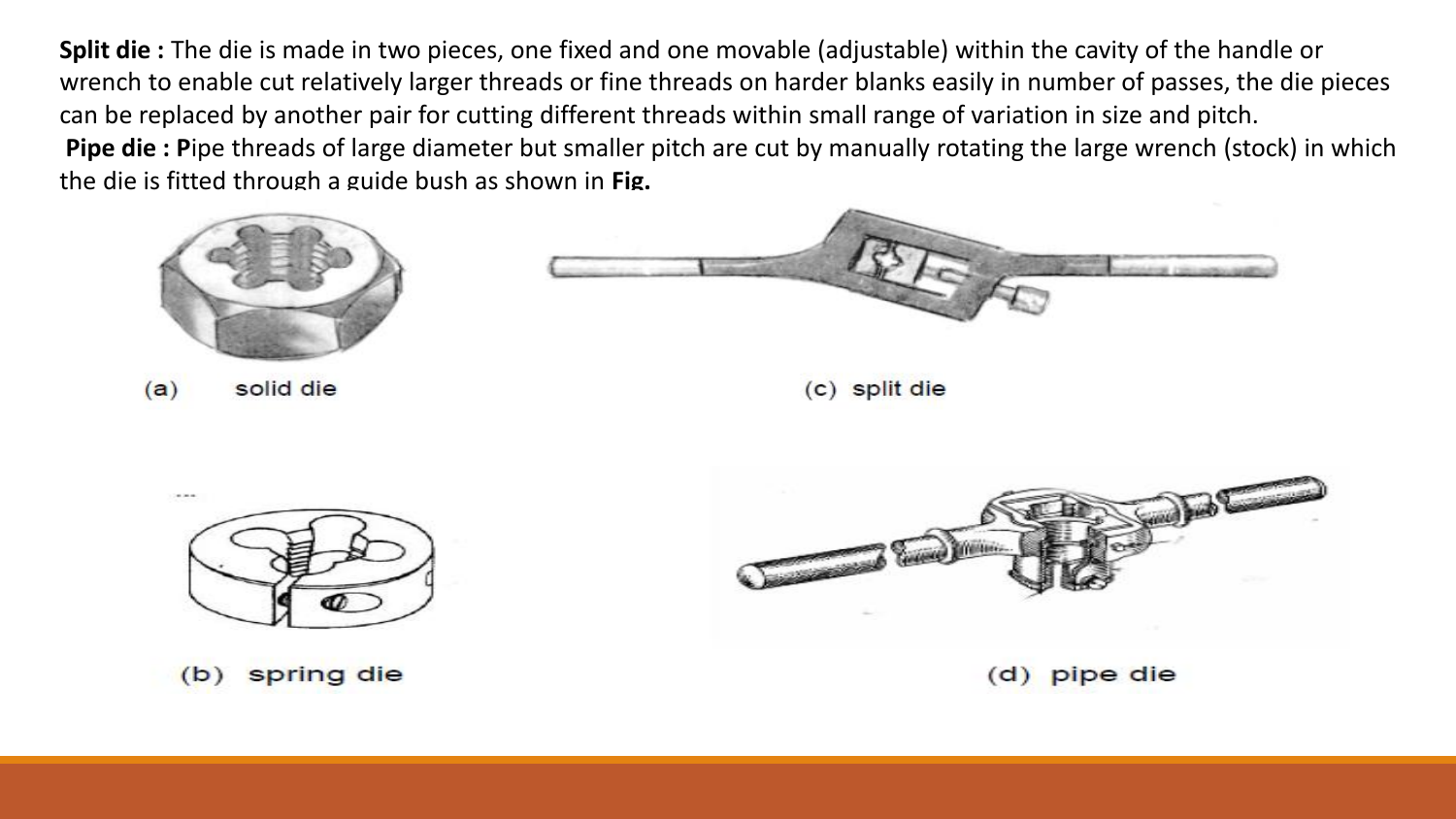**Split die :** The die is made in two pieces, one fixed and one movable (adjustable) within the cavity of the handle or wrench to enable cut relatively larger threads or fine threads on harder blanks easily in number of passes, the die pieces can be replaced by another pair for cutting different threads within small range of variation in size and pitch.

**Pipe die : P**ipe threads of large diameter but smaller pitch are cut by manually rotating the large wrench (stock) in which the die is fitted through a guide bush as shown in **Fig.**

(a) solid die

(c) split die

(b) spring die

(d) pipe die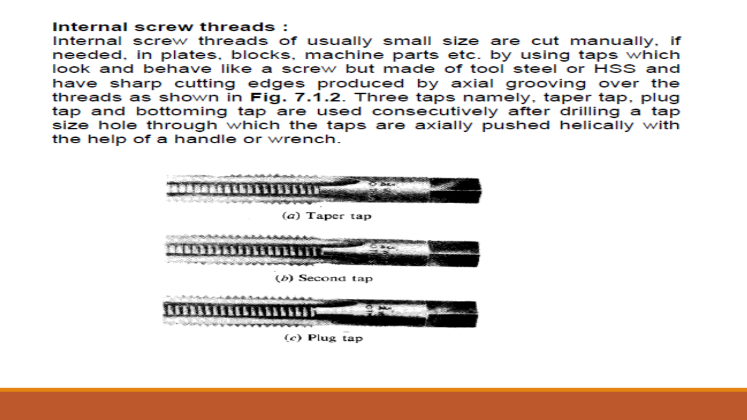**Internal screw threads :**

Internal screw threads of usually small size are cut manually, if needed, in plates, blocks, machine parts etc. by using taps which look and behave like a screw but made of tool steel or HSS and have sharp cutting edges produced by axial grooving over the threads as shown in **Fig. 7.1.2**. Three taps namely, taper tap, plug tap and bottoming tap are used consecutively after drilling a tap size hole through which the taps are axially pushed helically with the help of a handle or wrench.

(*a*) Taper tap

(*b*) Second tap

(*c*) Plug tap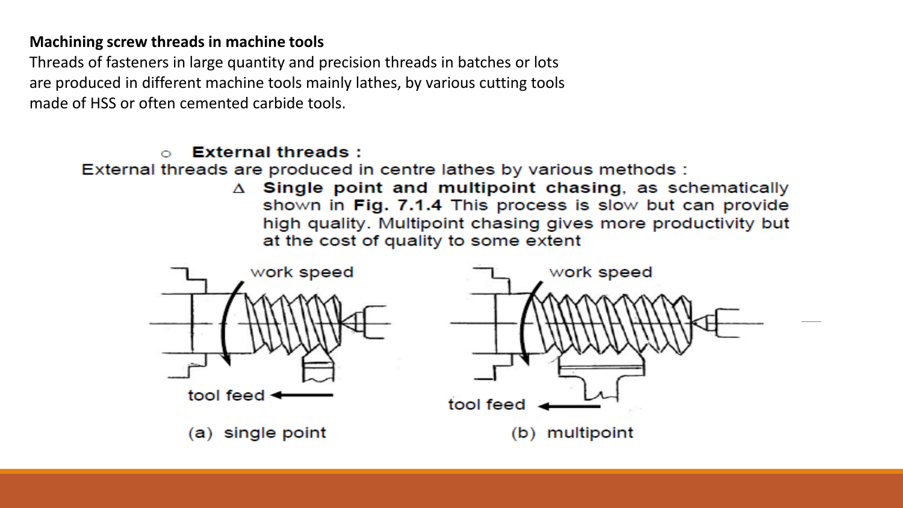**Machining screw threads in machine tools**

Threads of fasteners in large quantity and precision threads in batches or lots are produced in different machine tools mainly lathes, by various cutting tools made of HSS or often cemented carbide tools.

- **External threads :**

External threads are produced in centre lathes by various methods :

- **Single point and multipoint chasing**, as schematically shown in **Fig. 7.1.4** This process is slow but can provide high quality. Multipoint chasing gives more productivity but at the cost of quality to some extent

(a) single point

(b) multipoint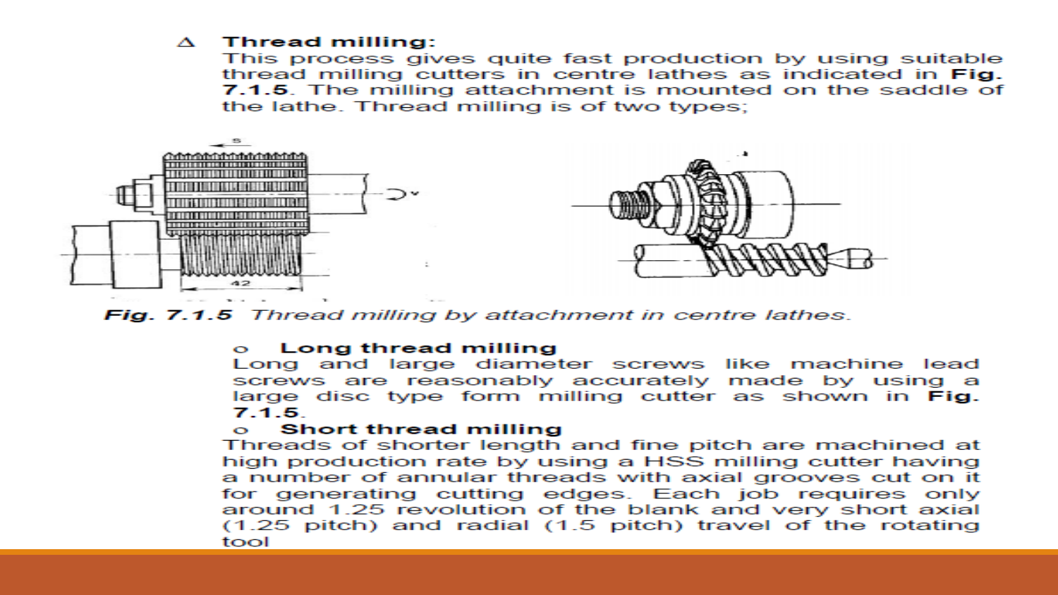### Thread milling:

This process gives quite fast production by using suitable thread milling cutters in centre lathes as indicated in **Fig. 7.1.5**. The milling attachment is mounted on the saddle of the lathe. Thread milling is of two types;

*Fig. 7.1.5 Thread milling by attachment in centre lathes.*

- **Long thread milling**

  Long and large diameter screws like machine lead screws are reasonably accurately made by using a large disc type form milling cutter as shown in **Fig. 7.1.5**.

- **Short thread milling**

  Threads of shorter length and fine pitch are machined at high production rate by using a HSS milling cutter having a number of annular threads with axial grooves cut on it for generating cutting edges. Each job requires only around 1.25 revolution of the blank and very short axial (1.25 pitch) and radial (1.5 pitch) travel of the rotating tool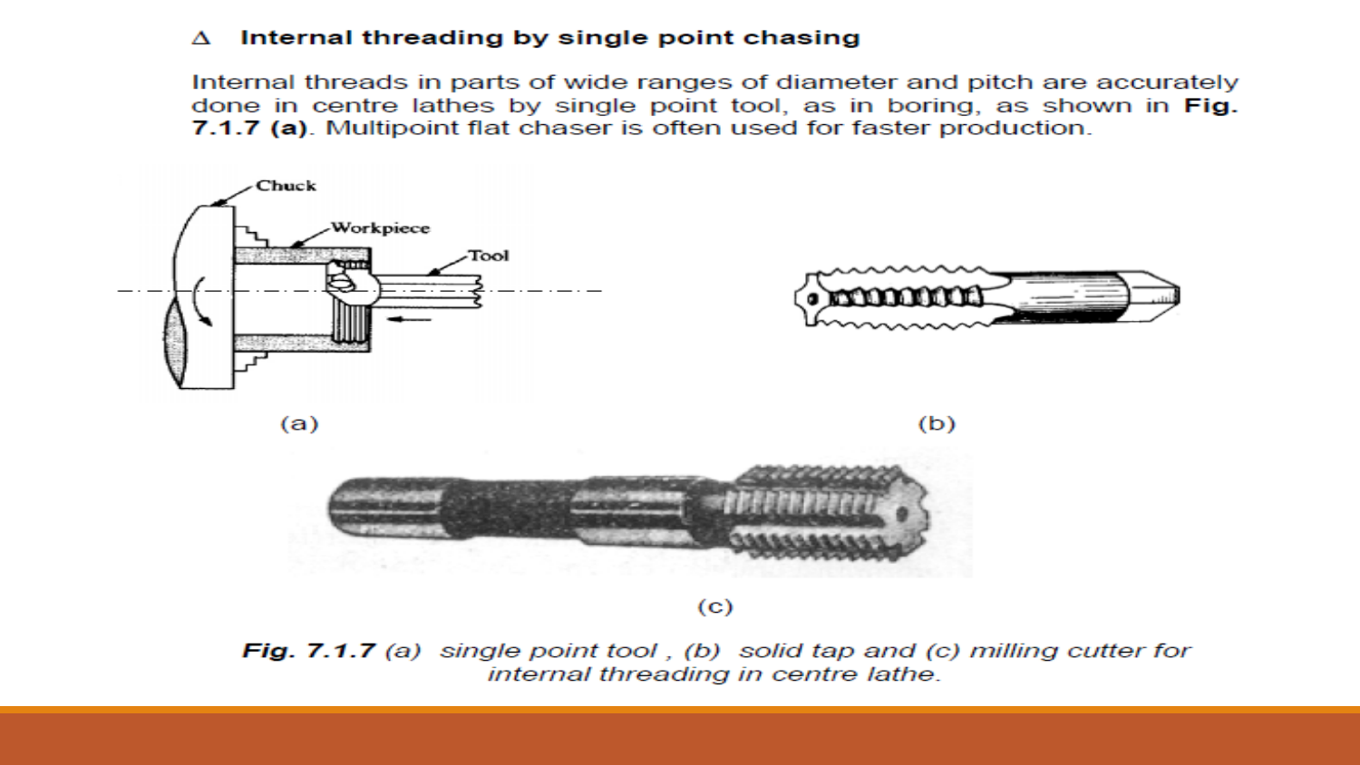### Δ Internal threading by single point chasing

Internal threads in parts of wide ranges of diameter and pitch are accurately done in centre lathes by single point tool, as in boring, as shown in **Fig. 7.1.7 (a)**. Multipoint flat chaser is often used for faster production.

(a)

(b)

(c)

***Fig. 7.1.7*** *(a) single point tool , (b) solid tap and (c) milling cutter for internal threading in centre lathe.*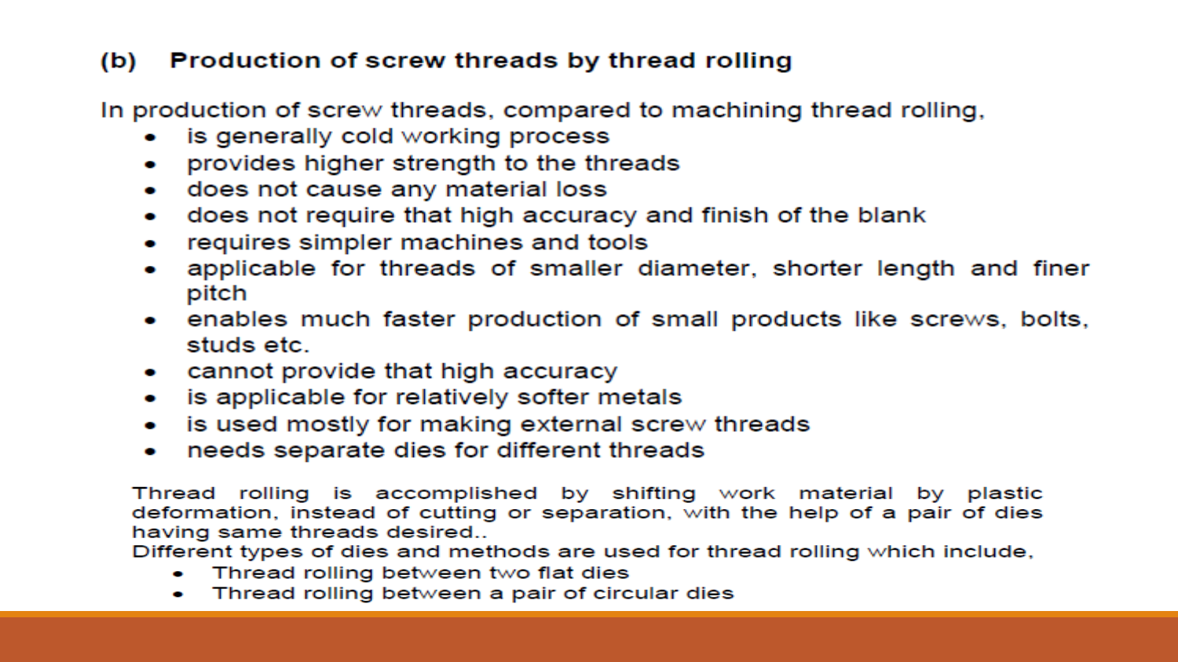### (b) Production of screw threads by thread rolling

In production of screw threads, compared to machining thread rolling,

- is generally cold working process
- provides higher strength to the threads
- does not cause any material loss
- does not require that high accuracy and finish of the blank
- requires simpler machines and tools
- applicable for threads of smaller diameter, shorter length and finer pitch
- enables much faster production of small products like screws, bolts, studs etc.
- cannot provide that high accuracy
- is applicable for relatively softer metals
- is used mostly for making external screw threads
- needs separate dies for different threads

Thread rolling is accomplished by shifting work material by plastic deformation, instead of cutting or separation, with the help of a pair of dies having same threads desired..

Different types of dies and methods are used for thread rolling which include,

- Thread rolling between two flat dies
- Thread rolling between a pair of circular dies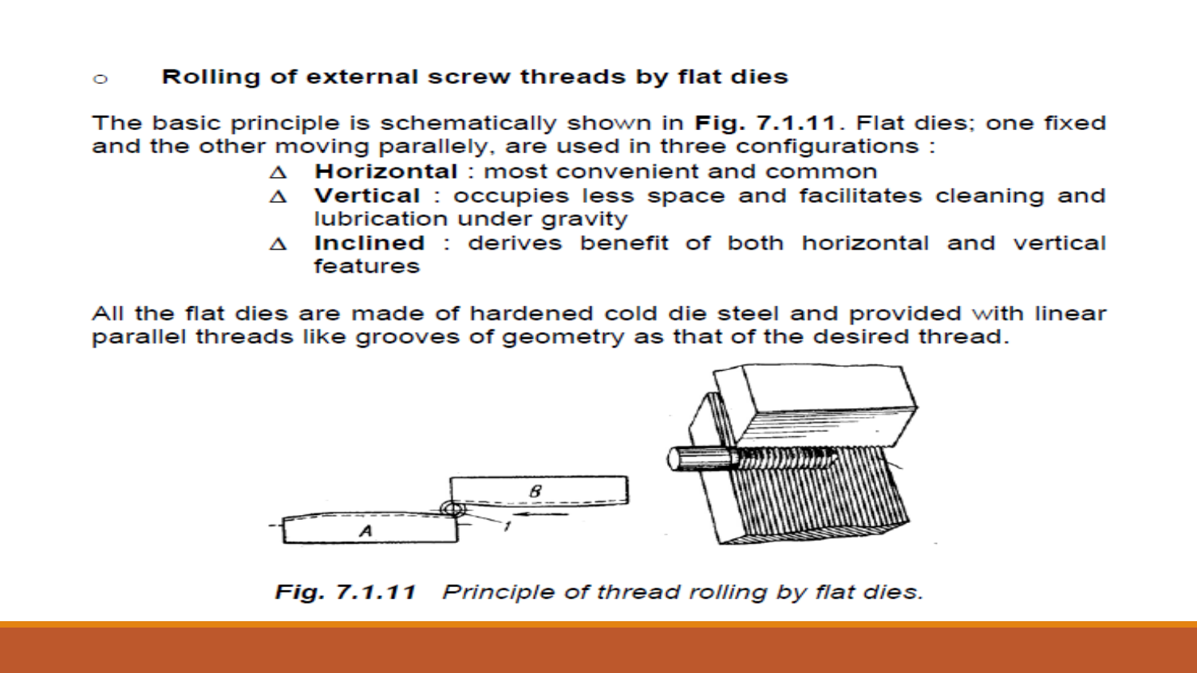- **Rolling of external screw threads by flat dies**

The basic principle is schematically shown in **Fig. 7.1.11**. Flat dies; one fixed and the other moving parallely, are used in three configurations :

- **Horizontal** : most convenient and common
- **Vertical** : occupies less space and facilitates cleaning and lubrication under gravity
- **Inclined** : derives benefit of both horizontal and vertical features

All the flat dies are made of hardened cold die steel and provided with linear parallel threads like grooves of geometry as that of the desired thread.

***Fig. 7.1.11** Principle of thread rolling by flat dies.*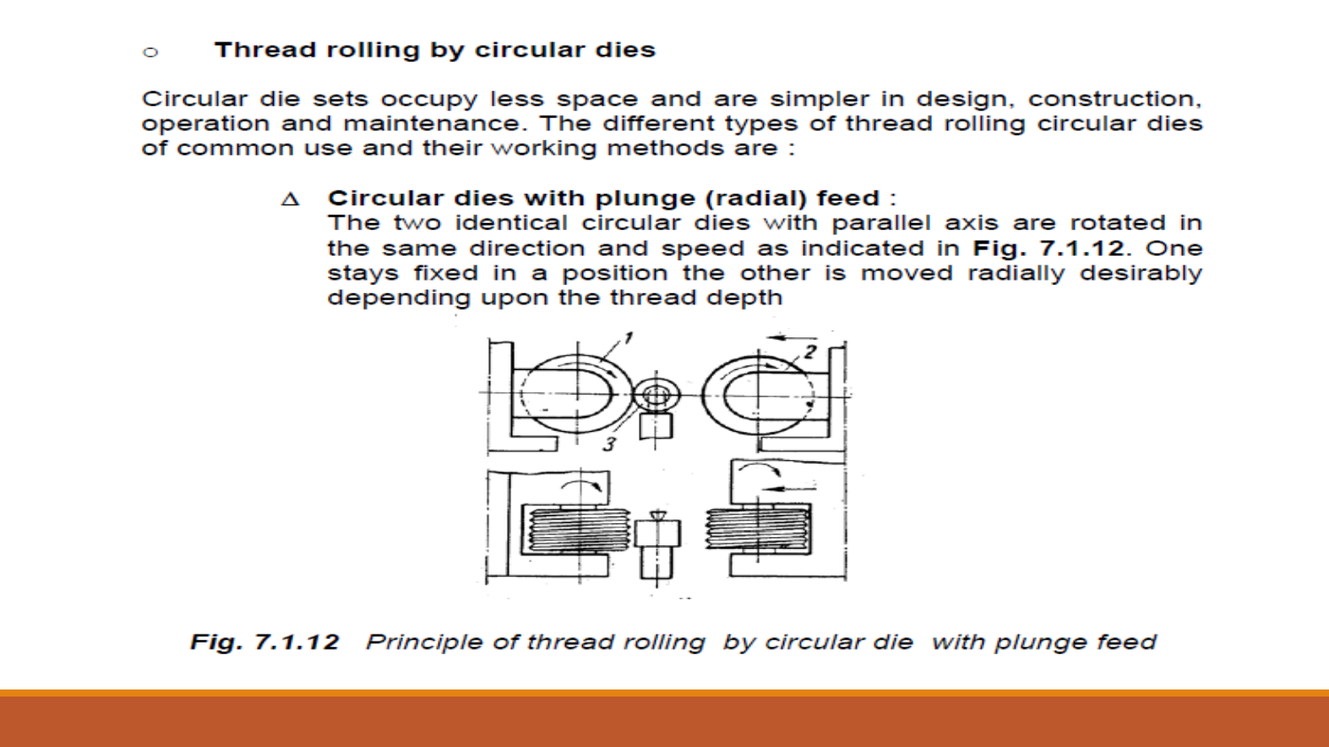- Thread rolling by circular dies

Circular die sets occupy less space and are simpler in design, construction, operation and maintenance. The different types of thread rolling circular dies of common use and their working methods are :

- **Circular dies with plunge (radial) feed :**
  The two identical circular dies with parallel axis are rotated in the same direction and speed as indicated in **Fig. 7.1.12**. One stays fixed in a position the other is moved radially desirably depending upon the thread depth

***Fig. 7.1.12*** *Principle of thread rolling by circular die with plunge feed*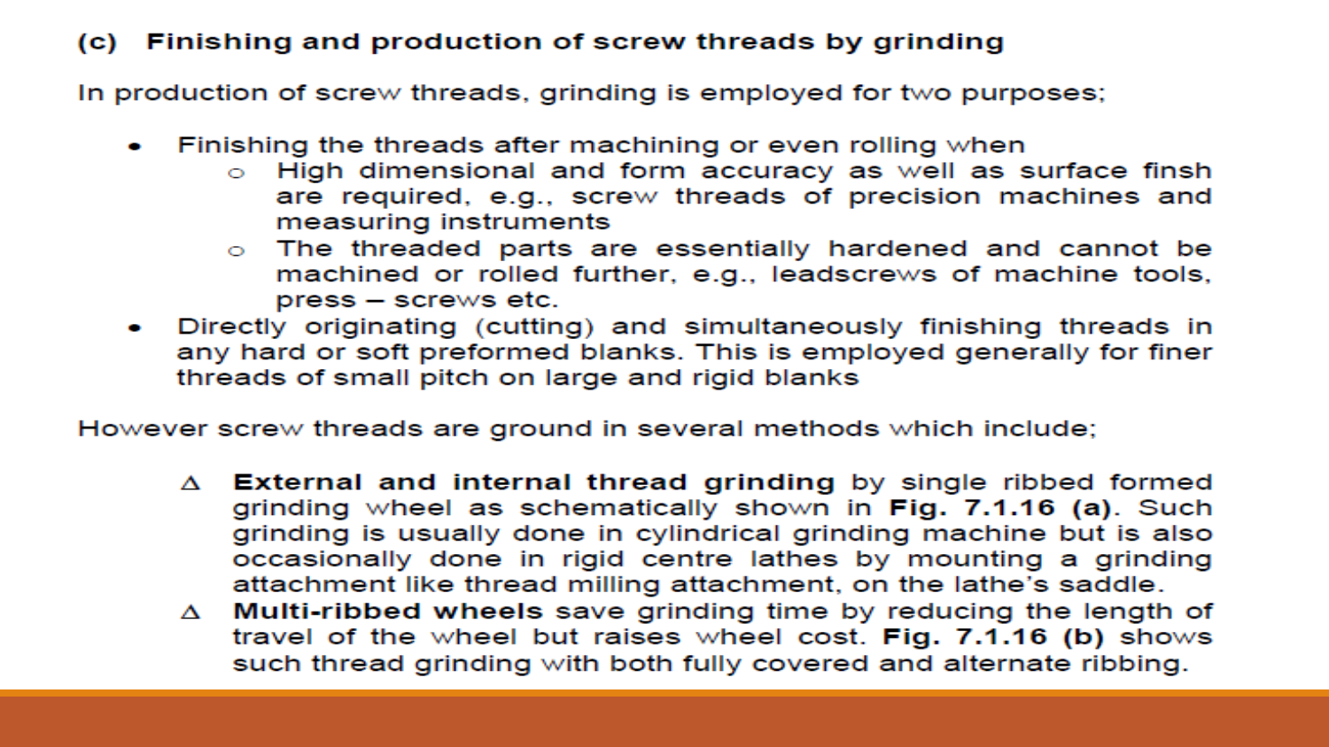### (c) Finishing and production of screw threads by grinding

In production of screw threads, grinding is employed for two purposes;

- Finishing the threads after machining or even rolling when
  - High dimensional and form accuracy as well as surface finsh are required, e.g., screw threads of precision machines and measuring instruments
  - The threaded parts are essentially hardened and cannot be machined or rolled further, e.g., leadscrews of machine tools, press – screws etc.
- Directly originating (cutting) and simultaneously finishing threads in any hard or soft preformed blanks. This is employed generally for finer threads of small pitch on large and rigid blanks

However screw threads are ground in several methods which include;

- Δ **External and internal thread grinding** by single ribbed formed grinding wheel as schematically shown in **Fig. 7.1.16 (a)**. Such grinding is usually done in cylindrical grinding machine but is also occasionally done in rigid centre lathes by mounting a grinding attachment like thread milling attachment, on the lathe's saddle.
- Δ **Multi-ribbed wheels** save grinding time by reducing the length of travel of the wheel but raises wheel cost. **Fig. 7.1.16 (b)** shows such thread grinding with both fully covered and alternate ribbing.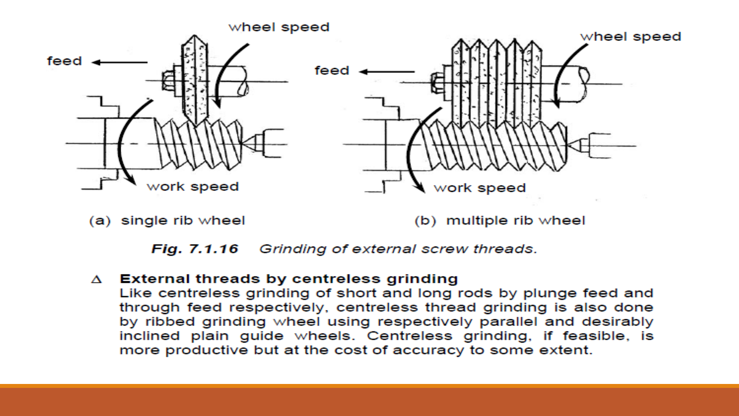(a) single rib wheel

(b) multiple rib wheel

*Fig. 7.1.16 Grinding of external screw threads.*

- **External threads by centreless grinding**

  Like centreless grinding of short and long rods by plunge feed and through feed respectively, centreless thread grinding is also done by ribbed grinding wheel using respectively parallel and desirably inclined plain guide wheels. Centreless grinding, if feasible, is more productive but at the cost of accuracy to some extent.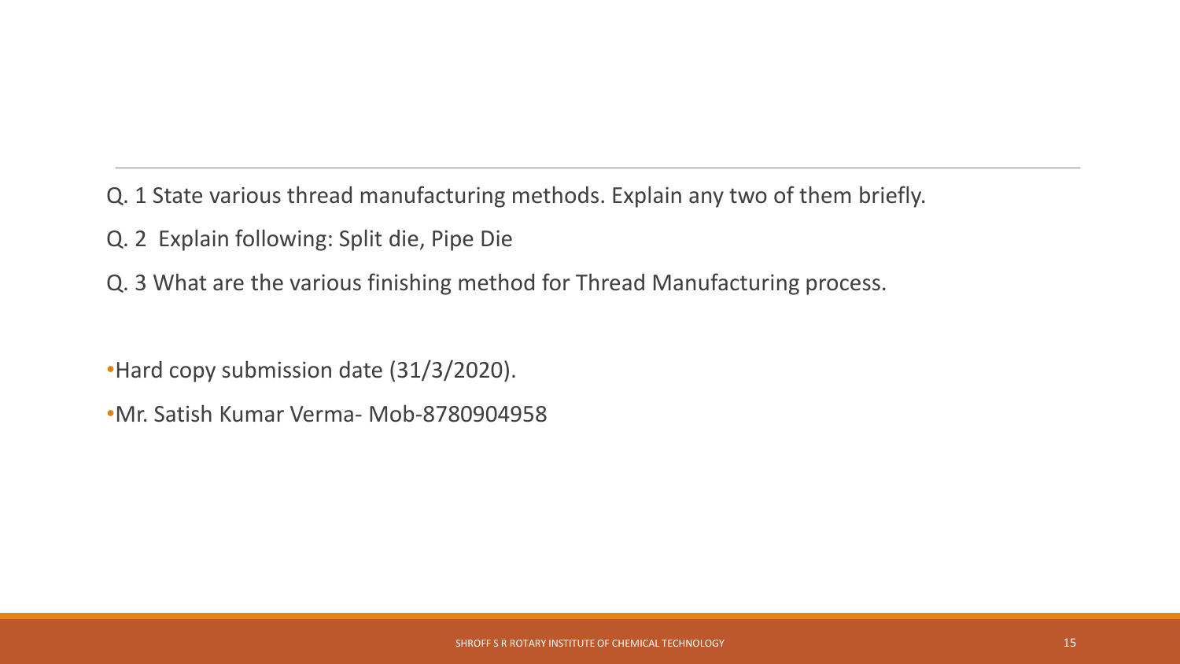Q. 1 State various thread manufacturing methods. Explain any two of them briefly.

Q. 2 Explain following: Split die, Pipe Die

Q. 3 What are the various finishing method for Thread Manufacturing process.

- Hard copy submission date (31/3/2020).
- Mr. Satish Kumar Verma- Mob-8780904958